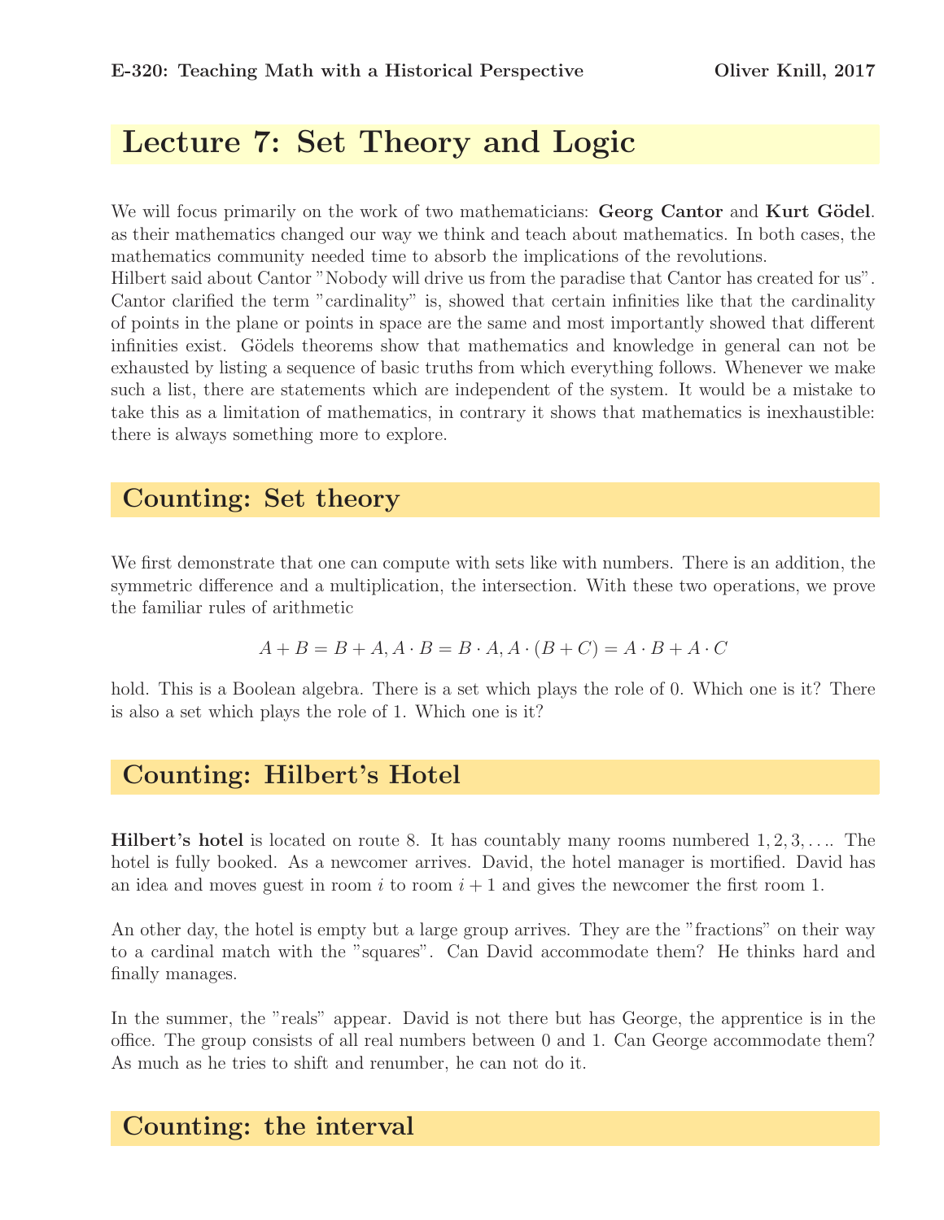E-320: Teaching Math with a Historical Perspective — Oliver Knill, 2017

# Lecture 7: Set Theory and Logic

We will focus primarily on the work of two mathematicians: **Georg Cantor** and **Kurt Gödel**. as their mathematics changed our way we think and teach about mathematics. In both cases, the mathematics community needed time to absorb the implications of the revolutions.
Hilbert said about Cantor "Nobody will drive us from the paradise that Cantor has created for us". Cantor clarified the term "cardinality" is, showed that certain infinities like that the cardinality of points in the plane or points in space are the same and most importantly showed that different infinities exist. Gödels theorems show that mathematics and knowledge in general can not be exhausted by listing a sequence of basic truths from which everything follows. Whenever we make such a list, there are statements which are independent of the system. It would be a mistake to take this as a limitation of mathematics, in contrary it shows that mathematics is inexhaustible: there is always something more to explore.

## Counting: Set theory

We first demonstrate that one can compute with sets like with numbers. There is an addition, the symmetric difference and a multiplication, the intersection. With these two operations, we prove the familiar rules of arithmetic

$$A + B = B + A, A \cdot B = B \cdot A, A \cdot (B + C) = A \cdot B + A \cdot C$$

hold. This is a Boolean algebra. There is a set which plays the role of 0. Which one is it? There is also a set which plays the role of 1. Which one is it?

## Counting: Hilbert's Hotel

**Hilbert's hotel** is located on route 8. It has countably many rooms numbered $1, 2, 3, \dots$. The hotel is fully booked. As a newcomer arrives. David, the hotel manager is mortified. David has an idea and moves guest in room $i$ to room $i + 1$ and gives the newcomer the first room 1.

An other day, the hotel is empty but a large group arrives. They are the "fractions" on their way to a cardinal match with the "squares". Can David accommodate them? He thinks hard and finally manages.

In the summer, the "reals" appear. David is not there but has George, the apprentice is in the office. The group consists of all real numbers between 0 and 1. Can George accommodate them? As much as he tries to shift and renumber, he can not do it.

## Counting: the interval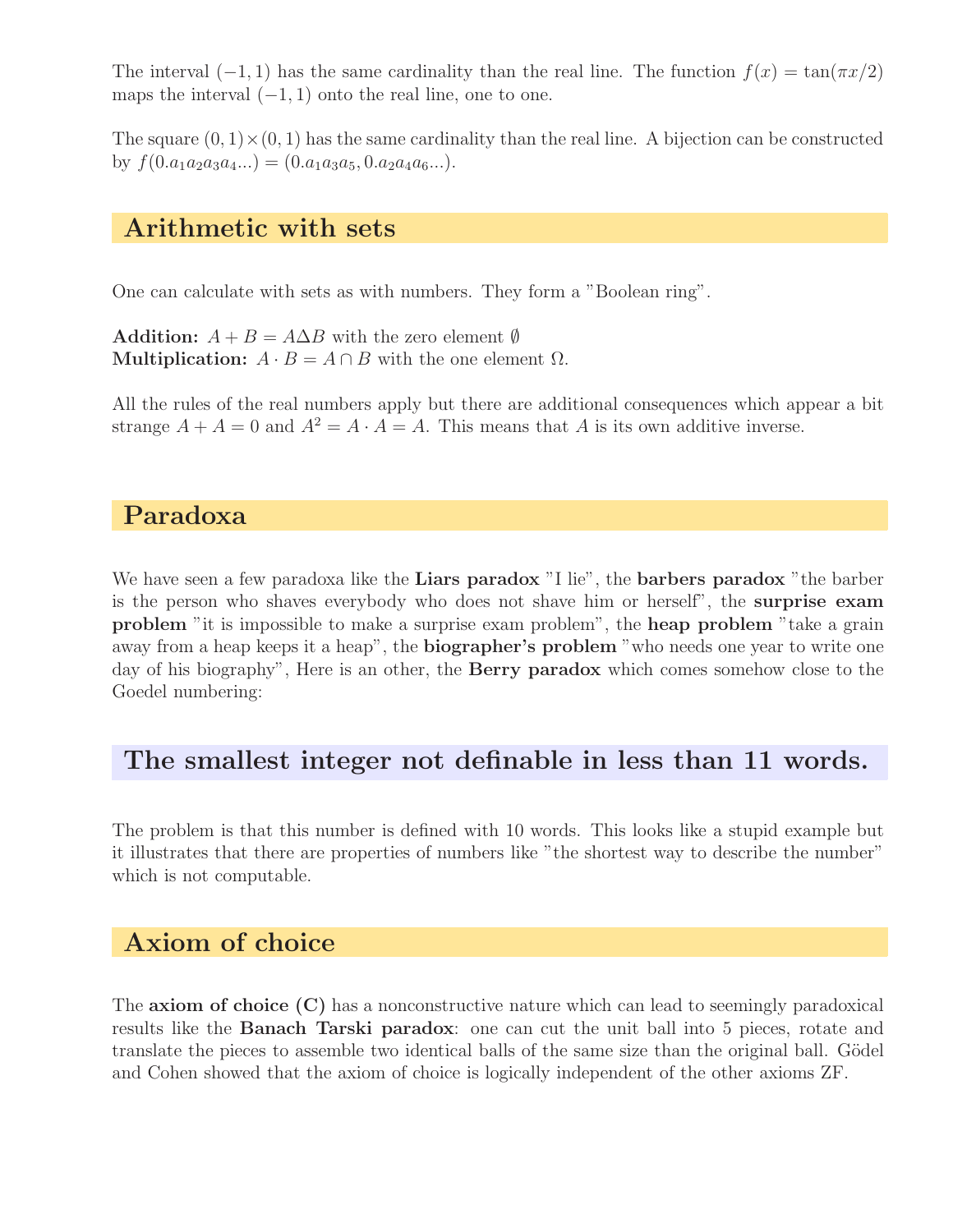The interval $(-1, 1)$ has the same cardinality than the real line. The function $f(x) = \tan(\pi x/2)$ maps the interval $(-1, 1)$ onto the real line, one to one.

The square $(0, 1) \times (0, 1)$ has the same cardinality than the real line. A bijection can be constructed by $f(0.a_1a_2a_3a_4...) = (0.a_1a_3a_5, 0.a_2a_4a_6...)$.

## Arithmetic with sets

One can calculate with sets as with numbers. They form a "Boolean ring".

**Addition:** $A + B = A\Delta B$ with the zero element $\emptyset$
**Multiplication:** $A \cdot B = A \cap B$ with the one element $\Omega$.

All the rules of the real numbers apply but there are additional consequences which appear a bit strange $A + A = 0$ and $A^2 = A \cdot A = A$. This means that $A$ is its own additive inverse.

## Paradoxa

We have seen a few paradoxa like the **Liars paradox** "I lie", the **barbers paradox** "the barber is the person who shaves everybody who does not shave him or herself", the **surprise exam problem** "it is impossible to make a surprise exam problem", the **heap problem** "take a grain away from a heap keeps it a heap", the **biographer's problem** "who needs one year to write one day of his biography", Here is an other, the **Berry paradox** which comes somehow close to the Goedel numbering:

## The smallest integer not definable in less than 11 words.

The problem is that this number is defined with 10 words. This looks like a stupid example but it illustrates that there are properties of numbers like "the shortest way to describe the number" which is not computable.

## Axiom of choice

The **axiom of choice (C)** has a nonconstructive nature which can lead to seemingly paradoxical results like the **Banach Tarski paradox**: one can cut the unit ball into 5 pieces, rotate and translate the pieces to assemble two identical balls of the same size than the original ball. Gödel and Cohen showed that the axiom of choice is logically independent of the other axioms ZF.